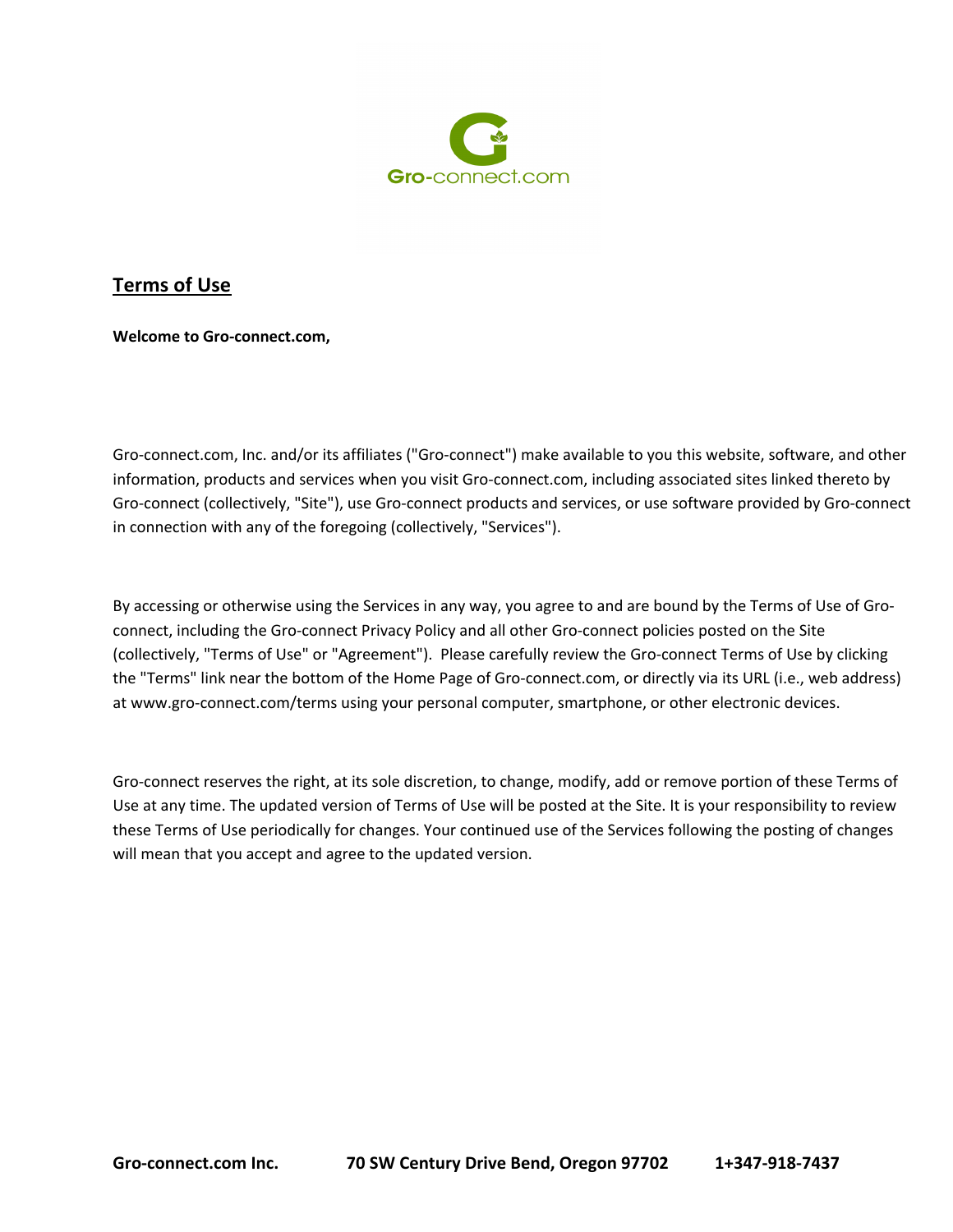## Terms of Use

**Welcome to Gro-connect.com,**

Gro-connect.com, Inc. and/or its affiliates ("Gro-connect") make available to you this website, software, and other information, products and services when you visit Gro-connect.com, including associated sites linked thereto by Gro-connect (collectively, "Site"), use Gro-connect products and services, or use software provided by Gro-connect in connection with any of the foregoing (collectively, "Services").

By accessing or otherwise using the Services in any way, you agree to and are bound by the Terms of Use of Gro-connect, including the Gro-connect Privacy Policy and all other Gro-connect policies posted on the Site (collectively, "Terms of Use" or "Agreement"). Please carefully review the Gro-connect Terms of Use by clicking the "Terms" link near the bottom of the Home Page of Gro-connect.com, or directly via its URL (i.e., web address) at www.gro-connect.com/terms using your personal computer, smartphone, or other electronic devices.

Gro-connect reserves the right, at its sole discretion, to change, modify, add or remove portion of these Terms of Use at any time. The updated version of Terms of Use will be posted at the Site. It is your responsibility to review these Terms of Use periodically for changes. Your continued use of the Services following the posting of changes will mean that you accept and agree to the updated version.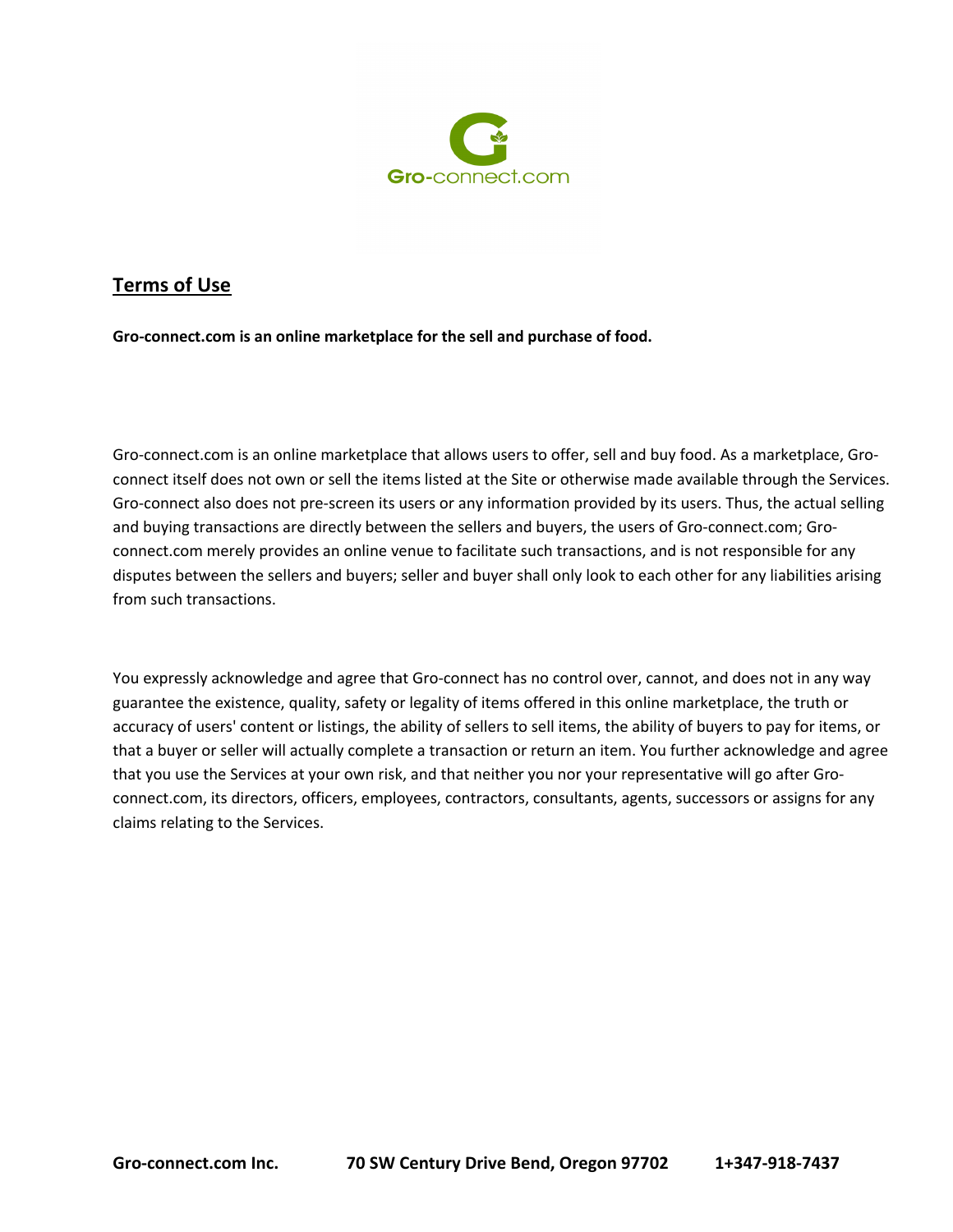## Terms of Use

**Gro-connect.com is an online marketplace for the sell and purchase of food.**

Gro-connect.com is an online marketplace that allows users to offer, sell and buy food. As a marketplace, Gro-connect itself does not own or sell the items listed at the Site or otherwise made available through the Services. Gro-connect also does not pre-screen its users or any information provided by its users. Thus, the actual selling and buying transactions are directly between the sellers and buyers, the users of Gro-connect.com; Gro-connect.com merely provides an online venue to facilitate such transactions, and is not responsible for any disputes between the sellers and buyers; seller and buyer shall only look to each other for any liabilities arising from such transactions.

You expressly acknowledge and agree that Gro-connect has no control over, cannot, and does not in any way guarantee the existence, quality, safety or legality of items offered in this online marketplace, the truth or accuracy of users' content or listings, the ability of sellers to sell items, the ability of buyers to pay for items, or that a buyer or seller will actually complete a transaction or return an item. You further acknowledge and agree that you use the Services at your own risk, and that neither you nor your representative will go after Gro-connect.com, its directors, officers, employees, contractors, consultants, agents, successors or assigns for any claims relating to the Services.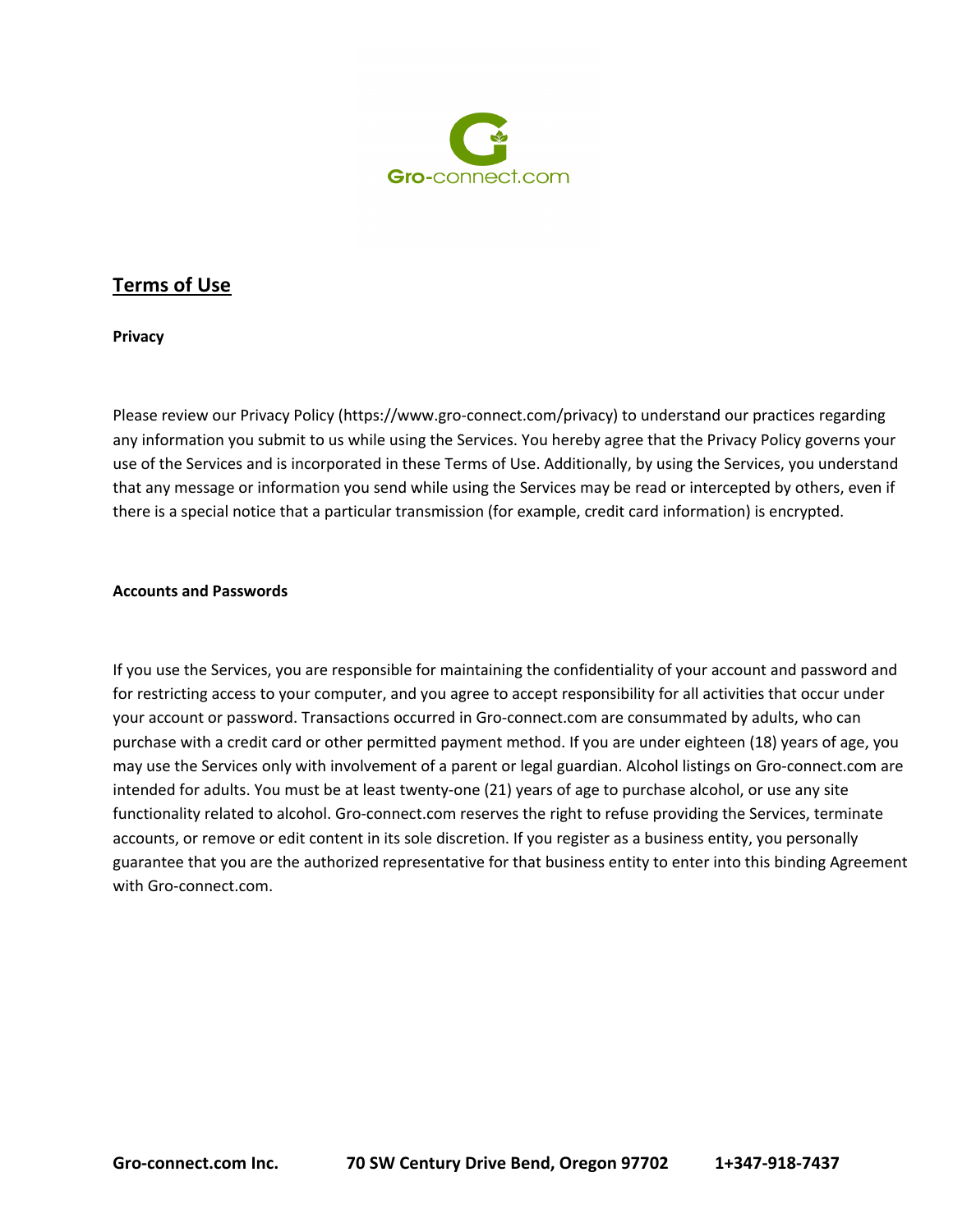## Terms of Use

**Privacy**

Please review our Privacy Policy (https://www.gro-connect.com/privacy) to understand our practices regarding any information you submit to us while using the Services. You hereby agree that the Privacy Policy governs your use of the Services and is incorporated in these Terms of Use. Additionally, by using the Services, you understand that any message or information you send while using the Services may be read or intercepted by others, even if there is a special notice that a particular transmission (for example, credit card information) is encrypted.

**Accounts and Passwords**

If you use the Services, you are responsible for maintaining the confidentiality of your account and password and for restricting access to your computer, and you agree to accept responsibility for all activities that occur under your account or password. Transactions occurred in Gro-connect.com are consummated by adults, who can purchase with a credit card or other permitted payment method. If you are under eighteen (18) years of age, you may use the Services only with involvement of a parent or legal guardian. Alcohol listings on Gro-connect.com are intended for adults. You must be at least twenty-one (21) years of age to purchase alcohol, or use any site functionality related to alcohol. Gro-connect.com reserves the right to refuse providing the Services, terminate accounts, or remove or edit content in its sole discretion. If you register as a business entity, you personally guarantee that you are the authorized representative for that business entity to enter into this binding Agreement with Gro-connect.com.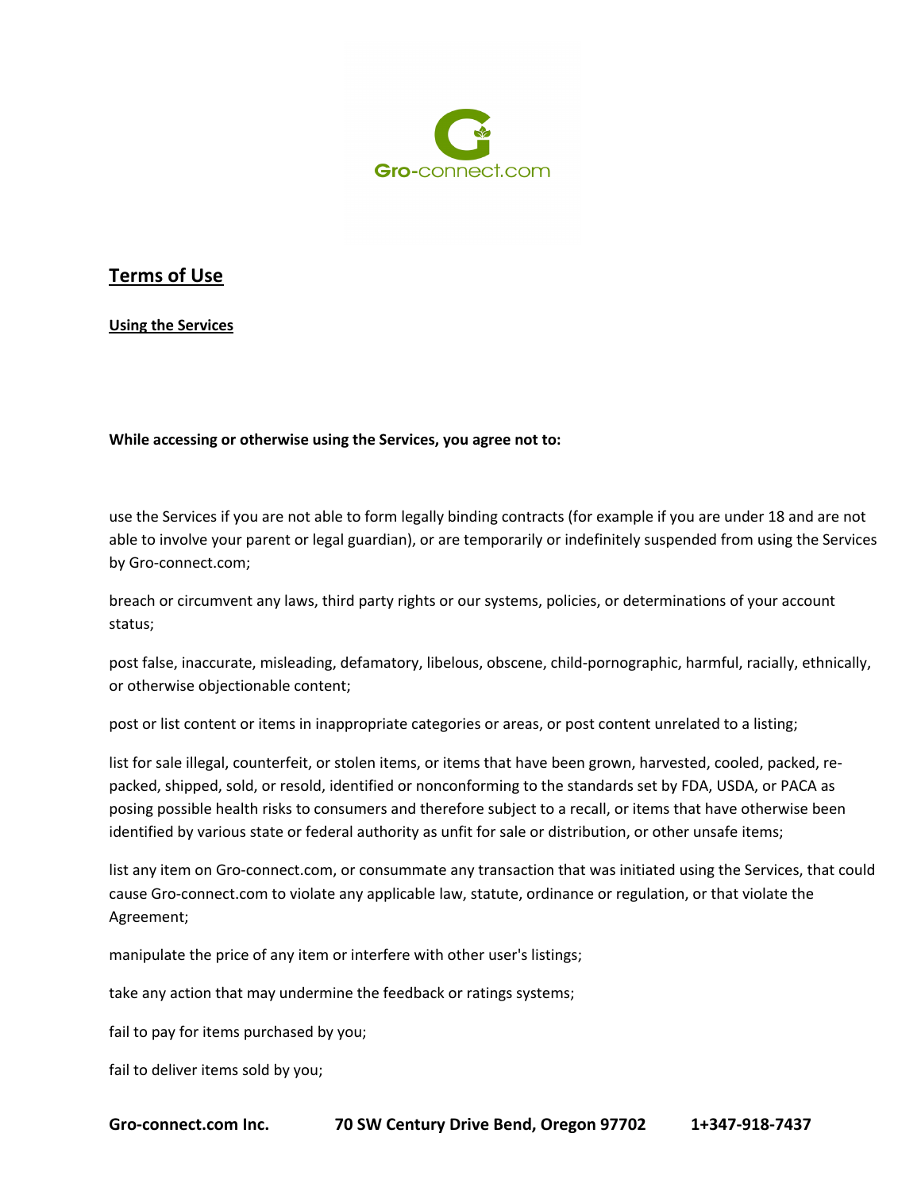## Terms of Use

### Using the Services

**While accessing or otherwise using the Services, you agree not to:**

use the Services if you are not able to form legally binding contracts (for example if you are under 18 and are not able to involve your parent or legal guardian), or are temporarily or indefinitely suspended from using the Services by Gro-connect.com;

breach or circumvent any laws, third party rights or our systems, policies, or determinations of your account status;

post false, inaccurate, misleading, defamatory, libelous, obscene, child-pornographic, harmful, racially, ethnically, or otherwise objectionable content;

post or list content or items in inappropriate categories or areas, or post content unrelated to a listing;

list for sale illegal, counterfeit, or stolen items, or items that have been grown, harvested, cooled, packed, re-packed, shipped, sold, or resold, identified or nonconforming to the standards set by FDA, USDA, or PACA as posing possible health risks to consumers and therefore subject to a recall, or items that have otherwise been identified by various state or federal authority as unfit for sale or distribution, or other unsafe items;

list any item on Gro-connect.com, or consummate any transaction that was initiated using the Services, that could cause Gro-connect.com to violate any applicable law, statute, ordinance or regulation, or that violate the Agreement;

manipulate the price of any item or interfere with other user's listings;

take any action that may undermine the feedback or ratings systems;

fail to pay for items purchased by you;

fail to deliver items sold by you;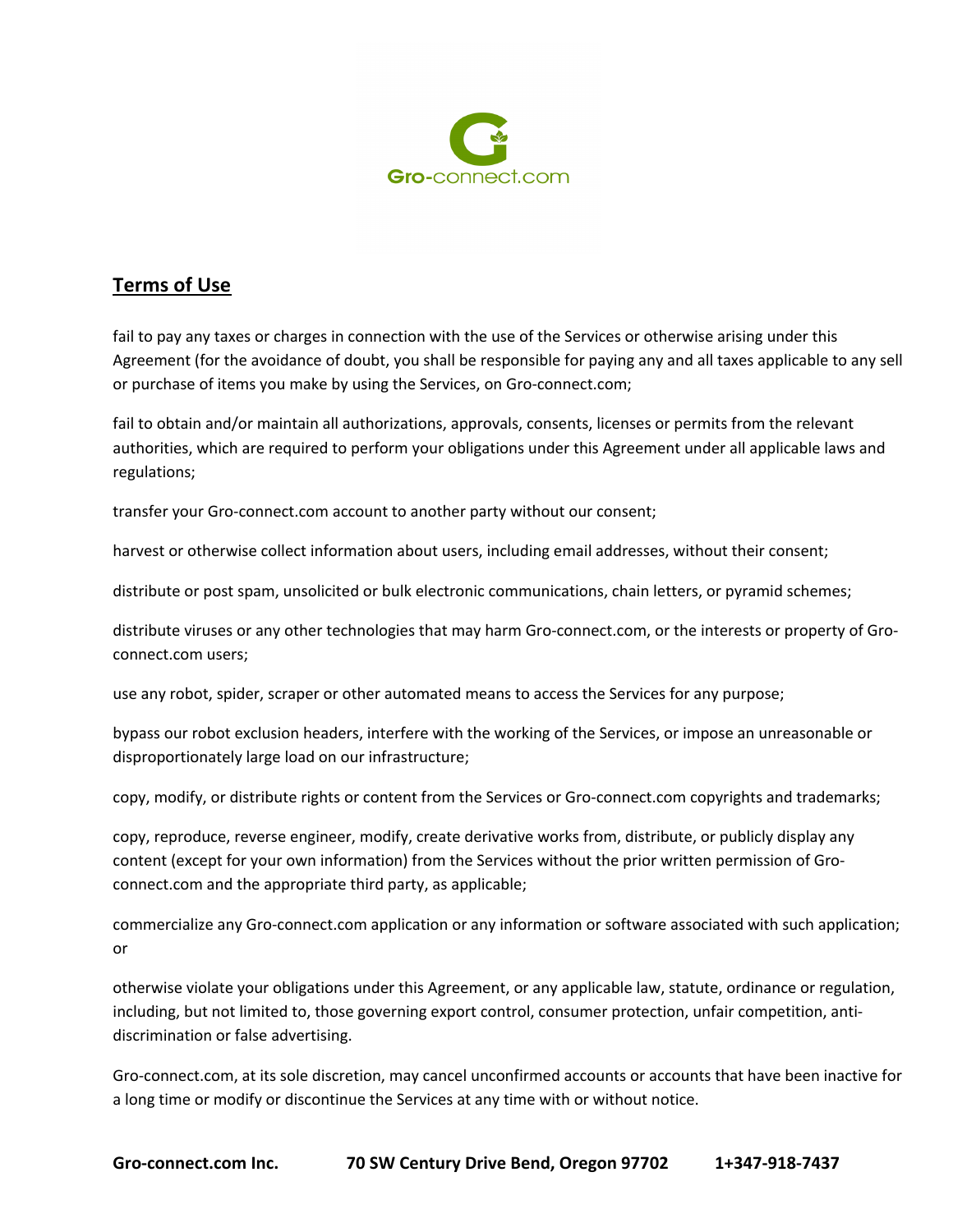## Terms of Use

fail to pay any taxes or charges in connection with the use of the Services or otherwise arising under this Agreement (for the avoidance of doubt, you shall be responsible for paying any and all taxes applicable to any sell or purchase of items you make by using the Services, on Gro-connect.com;

fail to obtain and/or maintain all authorizations, approvals, consents, licenses or permits from the relevant authorities, which are required to perform your obligations under this Agreement under all applicable laws and regulations;

transfer your Gro-connect.com account to another party without our consent;

harvest or otherwise collect information about users, including email addresses, without their consent;

distribute or post spam, unsolicited or bulk electronic communications, chain letters, or pyramid schemes;

distribute viruses or any other technologies that may harm Gro-connect.com, or the interests or property of Gro-connect.com users;

use any robot, spider, scraper or other automated means to access the Services for any purpose;

bypass our robot exclusion headers, interfere with the working of the Services, or impose an unreasonable or disproportionately large load on our infrastructure;

copy, modify, or distribute rights or content from the Services or Gro-connect.com copyrights and trademarks;

copy, reproduce, reverse engineer, modify, create derivative works from, distribute, or publicly display any content (except for your own information) from the Services without the prior written permission of Gro-connect.com and the appropriate third party, as applicable;

commercialize any Gro-connect.com application or any information or software associated with such application; or

otherwise violate your obligations under this Agreement, or any applicable law, statute, ordinance or regulation, including, but not limited to, those governing export control, consumer protection, unfair competition, anti-discrimination or false advertising.

Gro-connect.com, at its sole discretion, may cancel unconfirmed accounts or accounts that have been inactive for a long time or modify or discontinue the Services at any time with or without notice.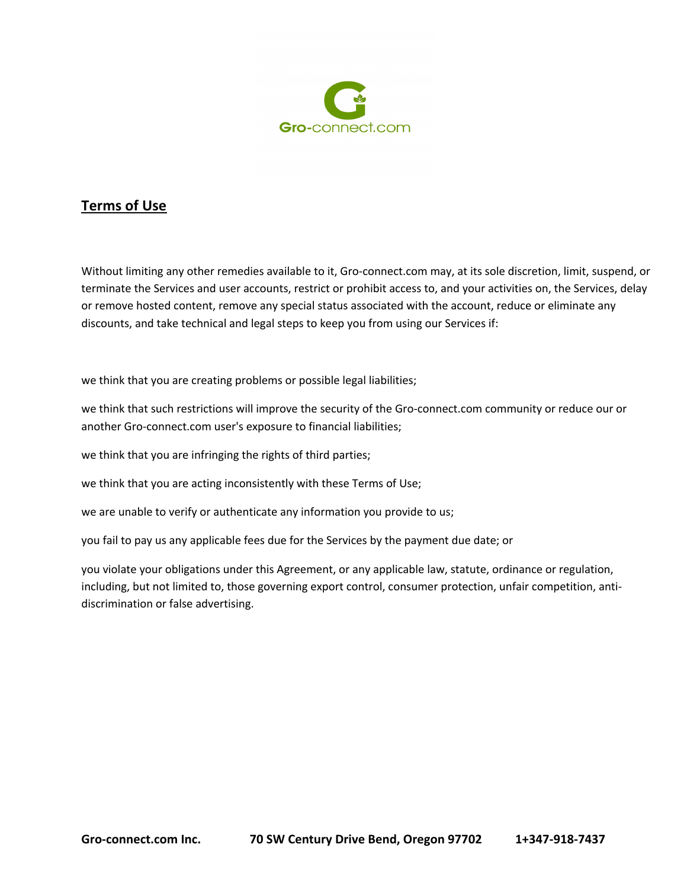## Terms of Use

Without limiting any other remedies available to it, Gro-connect.com may, at its sole discretion, limit, suspend, or terminate the Services and user accounts, restrict or prohibit access to, and your activities on, the Services, delay or remove hosted content, remove any special status associated with the account, reduce or eliminate any discounts, and take technical and legal steps to keep you from using our Services if:

we think that you are creating problems or possible legal liabilities;

we think that such restrictions will improve the security of the Gro-connect.com community or reduce our or another Gro-connect.com user's exposure to financial liabilities;

we think that you are infringing the rights of third parties;

we think that you are acting inconsistently with these Terms of Use;

we are unable to verify or authenticate any information you provide to us;

you fail to pay us any applicable fees due for the Services by the payment due date; or

you violate your obligations under this Agreement, or any applicable law, statute, ordinance or regulation, including, but not limited to, those governing export control, consumer protection, unfair competition, anti-discrimination or false advertising.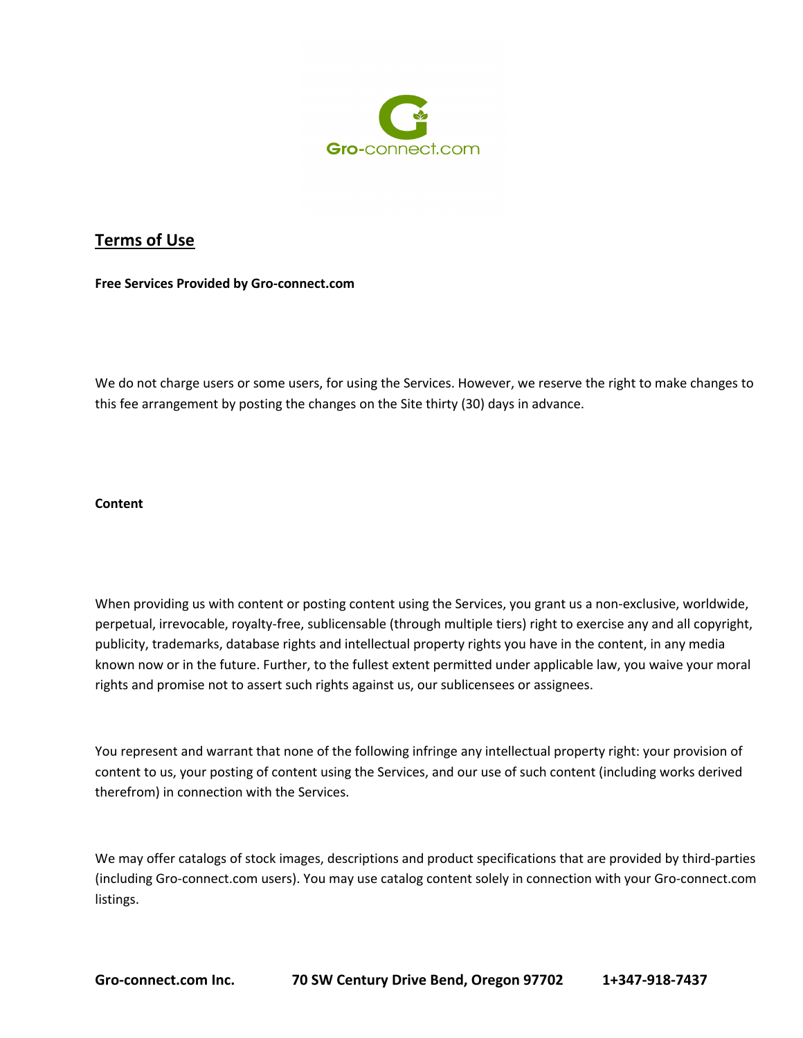## Terms of Use

**Free Services Provided by Gro-connect.com**

We do not charge users or some users, for using the Services. However, we reserve the right to make changes to this fee arrangement by posting the changes on the Site thirty (30) days in advance.

**Content**

When providing us with content or posting content using the Services, you grant us a non-exclusive, worldwide, perpetual, irrevocable, royalty-free, sublicensable (through multiple tiers) right to exercise any and all copyright, publicity, trademarks, database rights and intellectual property rights you have in the content, in any media known now or in the future. Further, to the fullest extent permitted under applicable law, you waive your moral rights and promise not to assert such rights against us, our sublicensees or assignees.

You represent and warrant that none of the following infringe any intellectual property right: your provision of content to us, your posting of content using the Services, and our use of such content (including works derived therefrom) in connection with the Services.

We may offer catalogs of stock images, descriptions and product specifications that are provided by third-parties (including Gro-connect.com users). You may use catalog content solely in connection with your Gro-connect.com listings.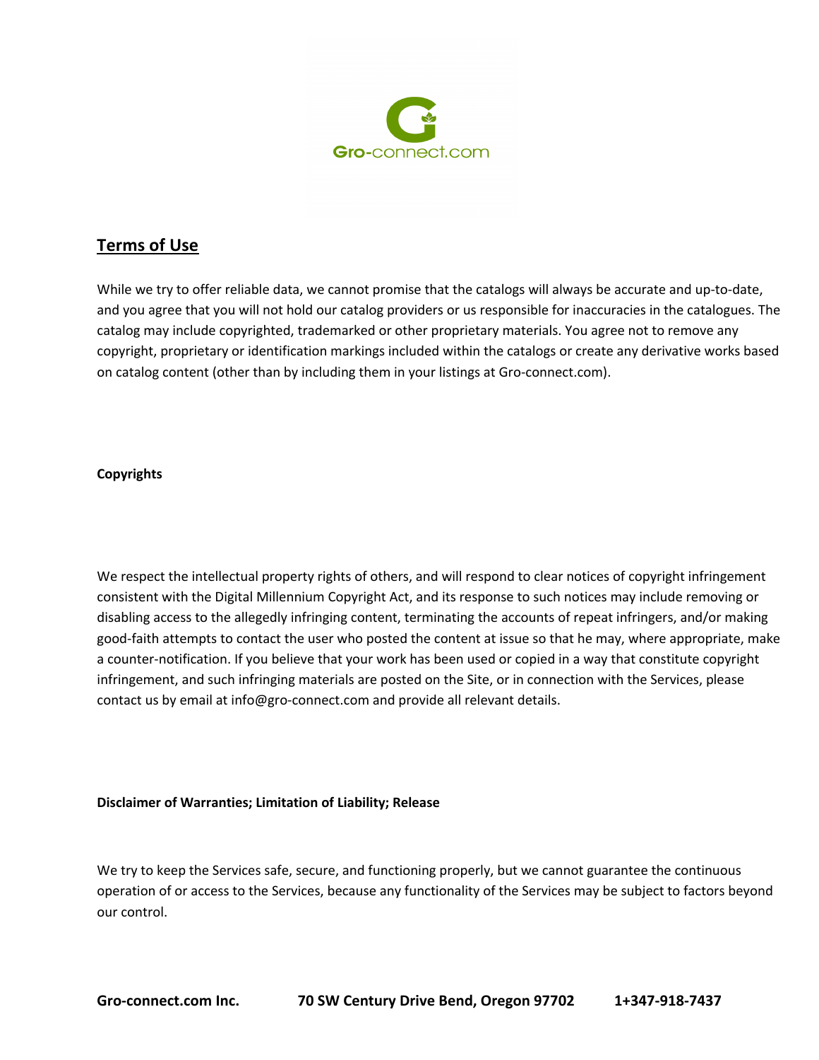## Terms of Use

While we try to offer reliable data, we cannot promise that the catalogs will always be accurate and up-to-date, and you agree that you will not hold our catalog providers or us responsible for inaccuracies in the catalogues. The catalog may include copyrighted, trademarked or other proprietary materials. You agree not to remove any copyright, proprietary or identification markings included within the catalogs or create any derivative works based on catalog content (other than by including them in your listings at Gro-connect.com).

**Copyrights**

We respect the intellectual property rights of others, and will respond to clear notices of copyright infringement consistent with the Digital Millennium Copyright Act, and its response to such notices may include removing or disabling access to the allegedly infringing content, terminating the accounts of repeat infringers, and/or making good-faith attempts to contact the user who posted the content at issue so that he may, where appropriate, make a counter-notification. If you believe that your work has been used or copied in a way that constitute copyright infringement, and such infringing materials are posted on the Site, or in connection with the Services, please contact us by email at info@gro-connect.com and provide all relevant details.

**Disclaimer of Warranties; Limitation of Liability; Release**

We try to keep the Services safe, secure, and functioning properly, but we cannot guarantee the continuous operation of or access to the Services, because any functionality of the Services may be subject to factors beyond our control.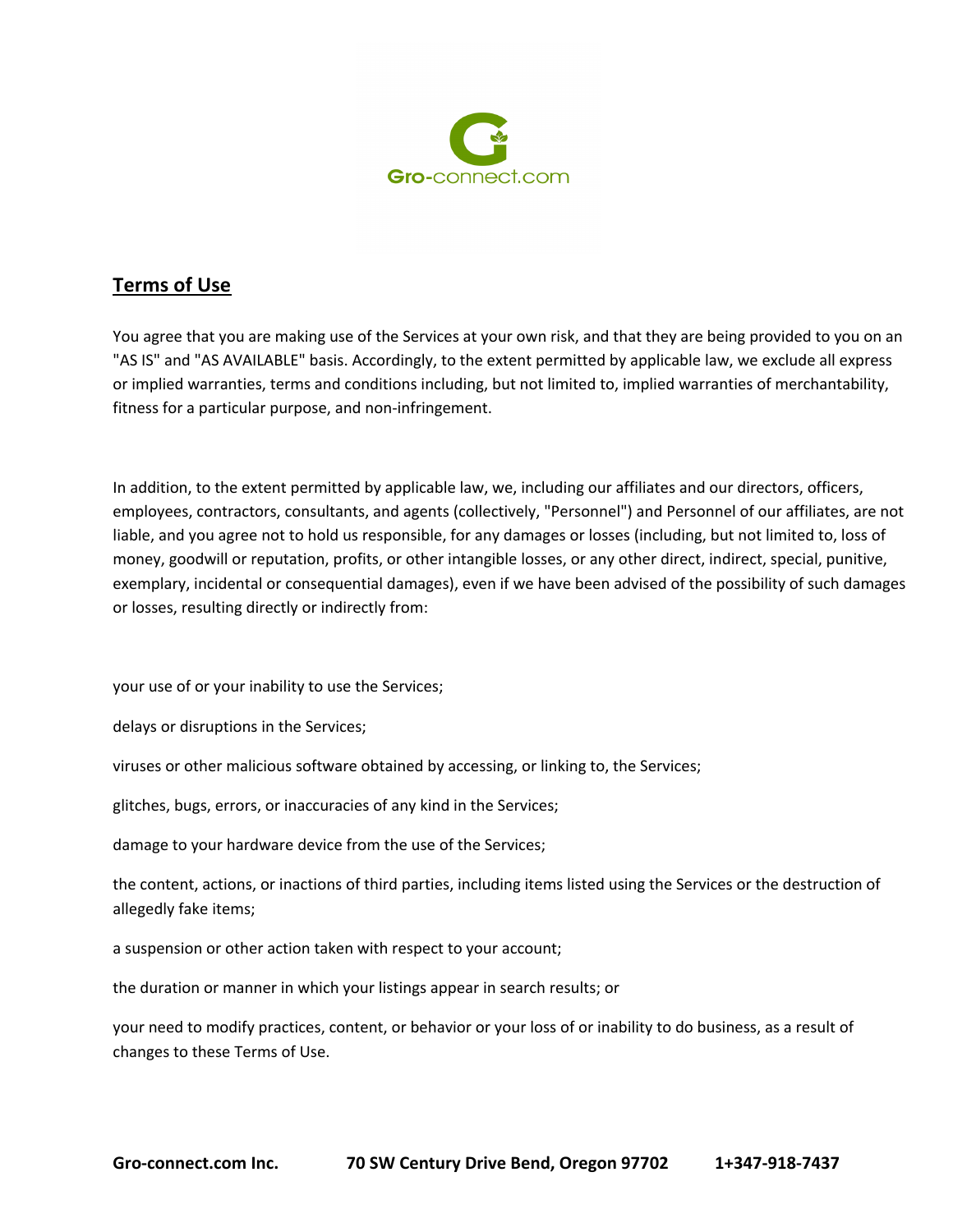## Terms of Use

You agree that you are making use of the Services at your own risk, and that they are being provided to you on an "AS IS" and "AS AVAILABLE" basis. Accordingly, to the extent permitted by applicable law, we exclude all express or implied warranties, terms and conditions including, but not limited to, implied warranties of merchantability, fitness for a particular purpose, and non-infringement.

In addition, to the extent permitted by applicable law, we, including our affiliates and our directors, officers, employees, contractors, consultants, and agents (collectively, "Personnel") and Personnel of our affiliates, are not liable, and you agree not to hold us responsible, for any damages or losses (including, but not limited to, loss of money, goodwill or reputation, profits, or other intangible losses, or any other direct, indirect, special, punitive, exemplary, incidental or consequential damages), even if we have been advised of the possibility of such damages or losses, resulting directly or indirectly from:

your use of or your inability to use the Services;

delays or disruptions in the Services;

viruses or other malicious software obtained by accessing, or linking to, the Services;

glitches, bugs, errors, or inaccuracies of any kind in the Services;

damage to your hardware device from the use of the Services;

the content, actions, or inactions of third parties, including items listed using the Services or the destruction of allegedly fake items;

a suspension or other action taken with respect to your account;

the duration or manner in which your listings appear in search results; or

your need to modify practices, content, or behavior or your loss of or inability to do business, as a result of changes to these Terms of Use.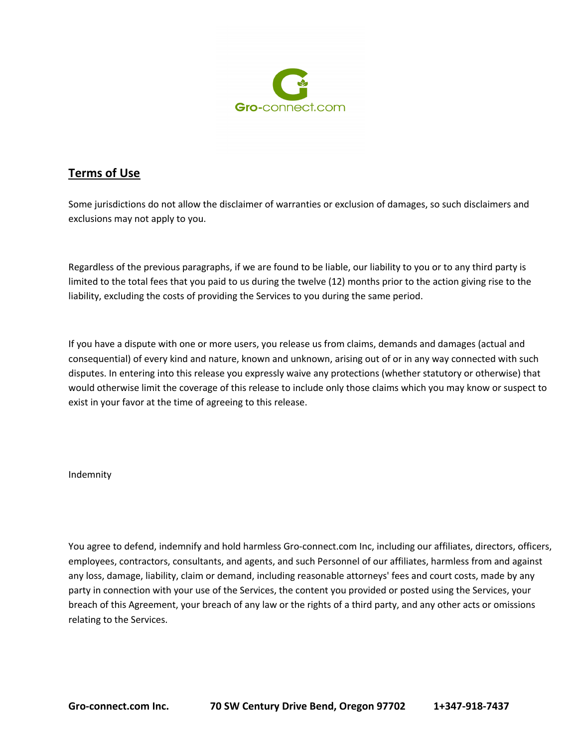## Terms of Use

Some jurisdictions do not allow the disclaimer of warranties or exclusion of damages, so such disclaimers and exclusions may not apply to you.

Regardless of the previous paragraphs, if we are found to be liable, our liability to you or to any third party is limited to the total fees that you paid to us during the twelve (12) months prior to the action giving rise to the liability, excluding the costs of providing the Services to you during the same period.

If you have a dispute with one or more users, you release us from claims, demands and damages (actual and consequential) of every kind and nature, known and unknown, arising out of or in any way connected with such disputes. In entering into this release you expressly waive any protections (whether statutory or otherwise) that would otherwise limit the coverage of this release to include only those claims which you may know or suspect to exist in your favor at the time of agreeing to this release.

Indemnity

You agree to defend, indemnify and hold harmless Gro-connect.com Inc, including our affiliates, directors, officers, employees, contractors, consultants, and agents, and such Personnel of our affiliates, harmless from and against any loss, damage, liability, claim or demand, including reasonable attorneys' fees and court costs, made by any party in connection with your use of the Services, the content you provided or posted using the Services, your breach of this Agreement, your breach of any law or the rights of a third party, and any other acts or omissions relating to the Services.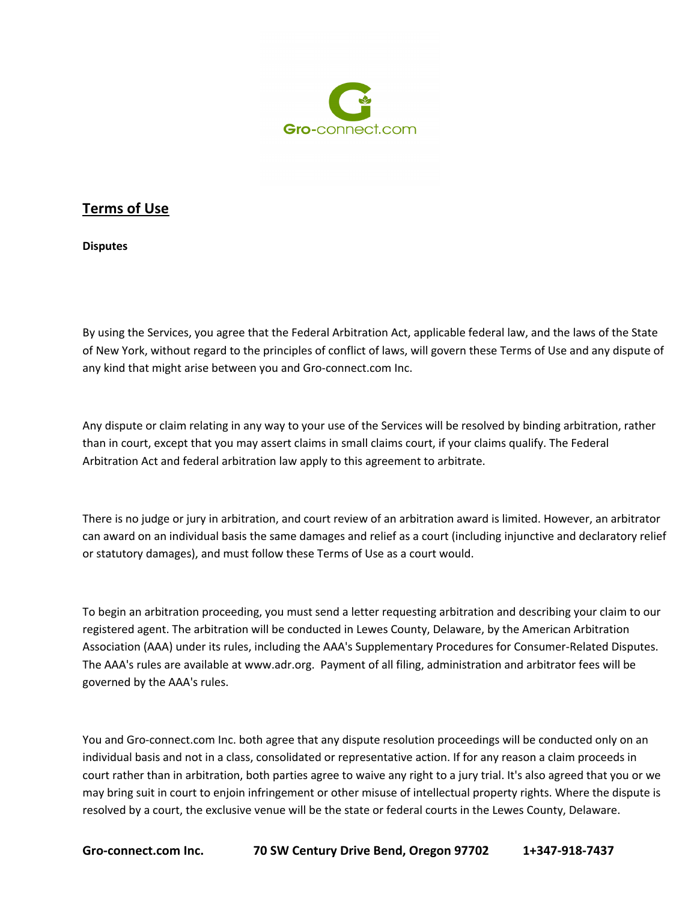Gro-connect.com

## Terms of Use

**Disputes**

By using the Services, you agree that the Federal Arbitration Act, applicable federal law, and the laws of the State of New York, without regard to the principles of conflict of laws, will govern these Terms of Use and any dispute of any kind that might arise between you and Gro-connect.com Inc.

Any dispute or claim relating in any way to your use of the Services will be resolved by binding arbitration, rather than in court, except that you may assert claims in small claims court, if your claims qualify. The Federal Arbitration Act and federal arbitration law apply to this agreement to arbitrate.

There is no judge or jury in arbitration, and court review of an arbitration award is limited. However, an arbitrator can award on an individual basis the same damages and relief as a court (including injunctive and declaratory relief or statutory damages), and must follow these Terms of Use as a court would.

To begin an arbitration proceeding, you must send a letter requesting arbitration and describing your claim to our registered agent. The arbitration will be conducted in Lewes County, Delaware, by the American Arbitration Association (AAA) under its rules, including the AAA's Supplementary Procedures for Consumer-Related Disputes. The AAA's rules are available at www.adr.org. Payment of all filing, administration and arbitrator fees will be governed by the AAA's rules.

You and Gro-connect.com Inc. both agree that any dispute resolution proceedings will be conducted only on an individual basis and not in a class, consolidated or representative action. If for any reason a claim proceeds in court rather than in arbitration, both parties agree to waive any right to a jury trial. It's also agreed that you or we may bring suit in court to enjoin infringement or other misuse of intellectual property rights. Where the dispute is resolved by a court, the exclusive venue will be the state or federal courts in the Lewes County, Delaware.

**Gro-connect.com Inc.  70 SW Century Drive Bend, Oregon 97702  1+347-918-7437**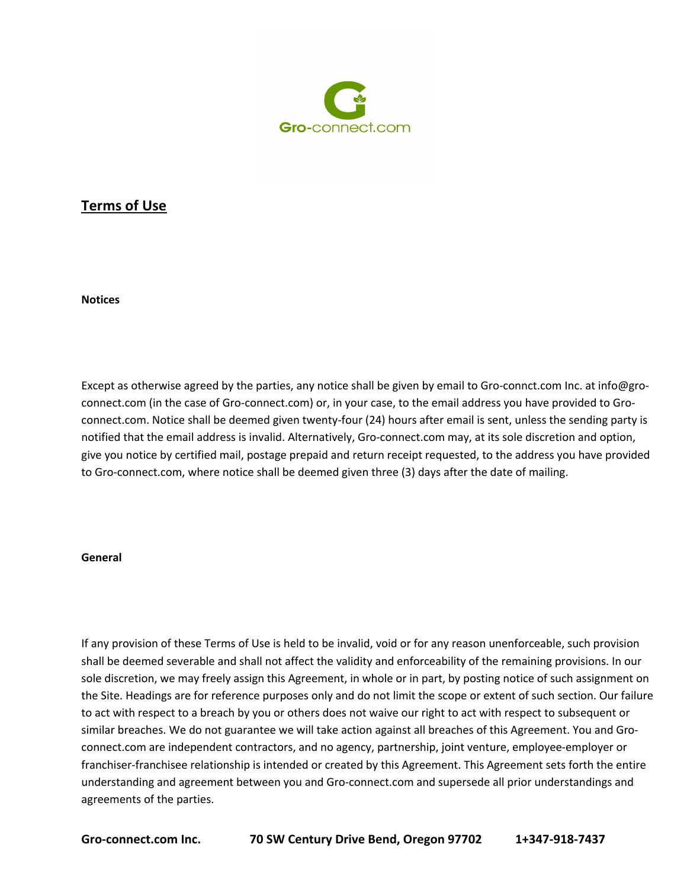Gro-connect.com

## Terms of Use

**Notices**

Except as otherwise agreed by the parties, any notice shall be given by email to Gro-connct.com Inc. at info@gro-connect.com (in the case of Gro-connect.com) or, in your case, to the email address you have provided to Gro-connect.com. Notice shall be deemed given twenty-four (24) hours after email is sent, unless the sending party is notified that the email address is invalid. Alternatively, Gro-connect.com may, at its sole discretion and option, give you notice by certified mail, postage prepaid and return receipt requested, to the address you have provided to Gro-connect.com, where notice shall be deemed given three (3) days after the date of mailing.

**General**

If any provision of these Terms of Use is held to be invalid, void or for any reason unenforceable, such provision shall be deemed severable and shall not affect the validity and enforceability of the remaining provisions. In our sole discretion, we may freely assign this Agreement, in whole or in part, by posting notice of such assignment on the Site. Headings are for reference purposes only and do not limit the scope or extent of such section. Our failure to act with respect to a breach by you or others does not waive our right to act with respect to subsequent or similar breaches. We do not guarantee we will take action against all breaches of this Agreement. You and Gro-connect.com are independent contractors, and no agency, partnership, joint venture, employee-employer or franchiser-franchisee relationship is intended or created by this Agreement. This Agreement sets forth the entire understanding and agreement between you and Gro-connect.com and supersede all prior understandings and agreements of the parties.

**Gro-connect.com Inc. 70 SW Century Drive Bend, Oregon 97702 1+347-918-7437**